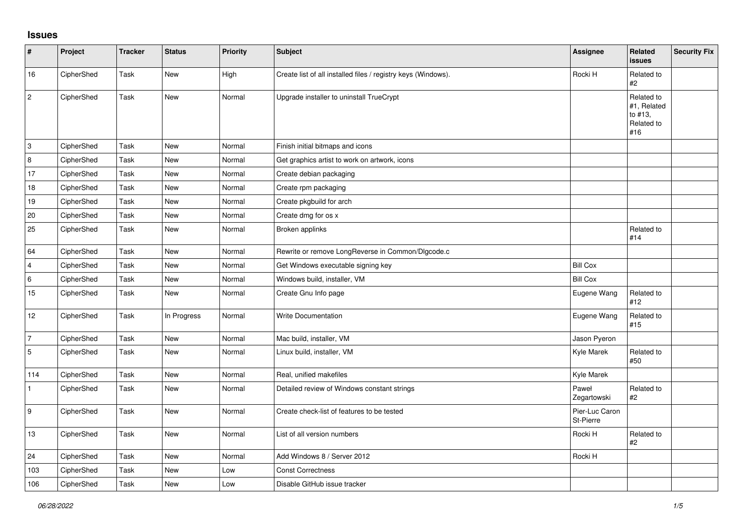## Issues

| # | Project | Tracker | Status | Priority | Subject | Assignee | Related issues | Security Fix |
|---|---|---|---|---|---|---|---|---|
| 16 | CipherShed | Task | New | High | Create list of all installed files / registry keys (Windows). | Rocki H | Related to #2 | |
| 2 | CipherShed | Task | New | Normal | Upgrade installer to uninstall TrueCrypt | | Related to #1, Related to #13, Related to #16 | |
| 3 | CipherShed | Task | New | Normal | Finish initial bitmaps and icons | | | |
| 8 | CipherShed | Task | New | Normal | Get graphics artist to work on artwork, icons | | | |
| 17 | CipherShed | Task | New | Normal | Create debian packaging | | | |
| 18 | CipherShed | Task | New | Normal | Create rpm packaging | | | |
| 19 | CipherShed | Task | New | Normal | Create pkgbuild for arch | | | |
| 20 | CipherShed | Task | New | Normal | Create dmg for os x | | | |
| 25 | CipherShed | Task | New | Normal | Broken applinks | | Related to #14 | |
| 64 | CipherShed | Task | New | Normal | Rewrite or remove LongReverse in Common/Dlgcode.c | | | |
| 4 | CipherShed | Task | New | Normal | Get Windows executable signing key | Bill Cox | | |
| 6 | CipherShed | Task | New | Normal | Windows build, installer, VM | Bill Cox | | |
| 15 | CipherShed | Task | New | Normal | Create Gnu Info page | Eugene Wang | Related to #12 | |
| 12 | CipherShed | Task | In Progress | Normal | Write Documentation | Eugene Wang | Related to #15 | |
| 7 | CipherShed | Task | New | Normal | Mac build, installer, VM | Jason Pyeron | | |
| 5 | CipherShed | Task | New | Normal | Linux build, installer, VM | Kyle Marek | Related to #50 | |
| 114 | CipherShed | Task | New | Normal | Real, unified makefiles | Kyle Marek | | |
| 1 | CipherShed | Task | New | Normal | Detailed review of Windows constant strings | Paweł Zegartowski | Related to #2 | |
| 9 | CipherShed | Task | New | Normal | Create check-list of features to be tested | Pier-Luc Caron St-Pierre | | |
| 13 | CipherShed | Task | New | Normal | List of all version numbers | Rocki H | Related to #2 | |
| 24 | CipherShed | Task | New | Normal | Add Windows 8 / Server 2012 | Rocki H | | |
| 103 | CipherShed | Task | New | Low | Const Correctness | | | |
| 106 | CipherShed | Task | New | Low | Disable GitHub issue tracker | | | |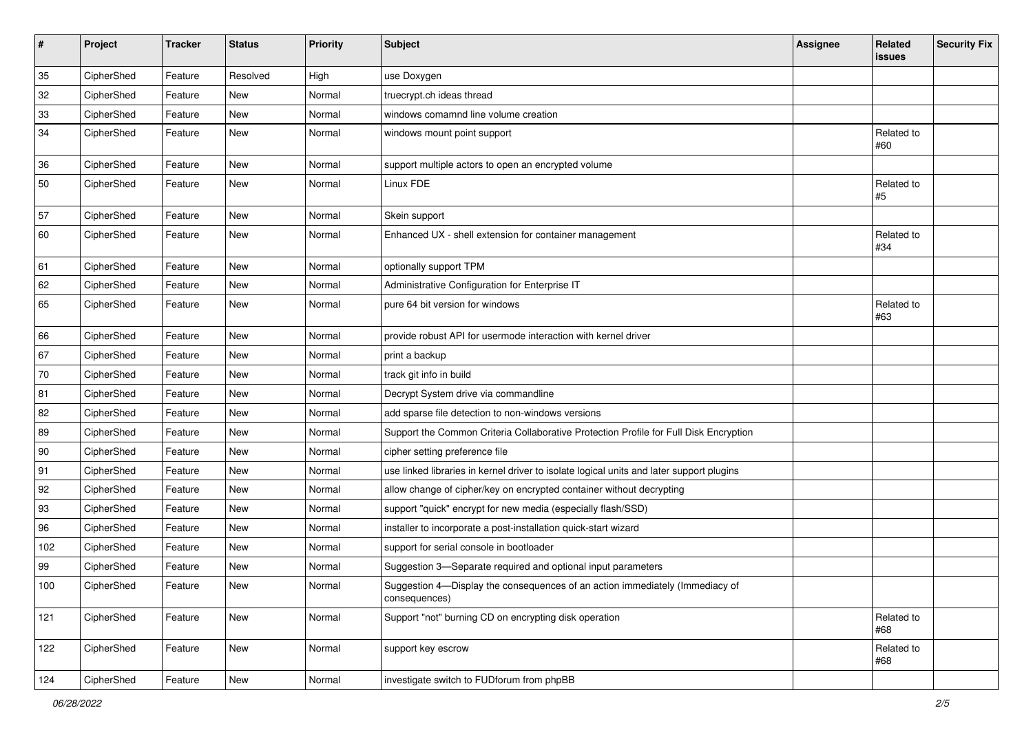| # | Project | Tracker | Status | Priority | Subject | Assignee | Related issues | Security Fix |
|---|---|---|---|---|---|---|---|---|
| 35 | CipherShed | Feature | Resolved | High | use Doxygen | | | |
| 32 | CipherShed | Feature | New | Normal | truecrypt.ch ideas thread | | | |
| 33 | CipherShed | Feature | New | Normal | windows comamnd line volume creation | | | |
| 34 | CipherShed | Feature | New | Normal | windows mount point support | | Related to #60 | |
| 36 | CipherShed | Feature | New | Normal | support multiple actors to open an encrypted volume | | | |
| 50 | CipherShed | Feature | New | Normal | Linux FDE | | Related to #5 | |
| 57 | CipherShed | Feature | New | Normal | Skein support | | | |
| 60 | CipherShed | Feature | New | Normal | Enhanced UX - shell extension for container management | | Related to #34 | |
| 61 | CipherShed | Feature | New | Normal | optionally support TPM | | | |
| 62 | CipherShed | Feature | New | Normal | Administrative Configuration for Enterprise IT | | | |
| 65 | CipherShed | Feature | New | Normal | pure 64 bit version for windows | | Related to #63 | |
| 66 | CipherShed | Feature | New | Normal | provide robust API for usermode interaction with kernel driver | | | |
| 67 | CipherShed | Feature | New | Normal | print a backup | | | |
| 70 | CipherShed | Feature | New | Normal | track git info in build | | | |
| 81 | CipherShed | Feature | New | Normal | Decrypt System drive via commandline | | | |
| 82 | CipherShed | Feature | New | Normal | add sparse file detection to non-windows versions | | | |
| 89 | CipherShed | Feature | New | Normal | Support the Common Criteria Collaborative Protection Profile for Full Disk Encryption | | | |
| 90 | CipherShed | Feature | New | Normal | cipher setting preference file | | | |
| 91 | CipherShed | Feature | New | Normal | use linked libraries in kernel driver to isolate logical units and later support plugins | | | |
| 92 | CipherShed | Feature | New | Normal | allow change of cipher/key on encrypted container without decrypting | | | |
| 93 | CipherShed | Feature | New | Normal | support "quick" encrypt for new media (especially flash/SSD) | | | |
| 96 | CipherShed | Feature | New | Normal | installer to incorporate a post-installation quick-start wizard | | | |
| 102 | CipherShed | Feature | New | Normal | support for serial console in bootloader | | | |
| 99 | CipherShed | Feature | New | Normal | Suggestion 3—Separate required and optional input parameters | | | |
| 100 | CipherShed | Feature | New | Normal | Suggestion 4—Display the consequences of an action immediately (Immediacy of consequences) | | | |
| 121 | CipherShed | Feature | New | Normal | Support "not" burning CD on encrypting disk operation | | Related to #68 | |
| 122 | CipherShed | Feature | New | Normal | support key escrow | | Related to #68 | |
| 124 | CipherShed | Feature | New | Normal | investigate switch to FUDforum from phpBB | | | |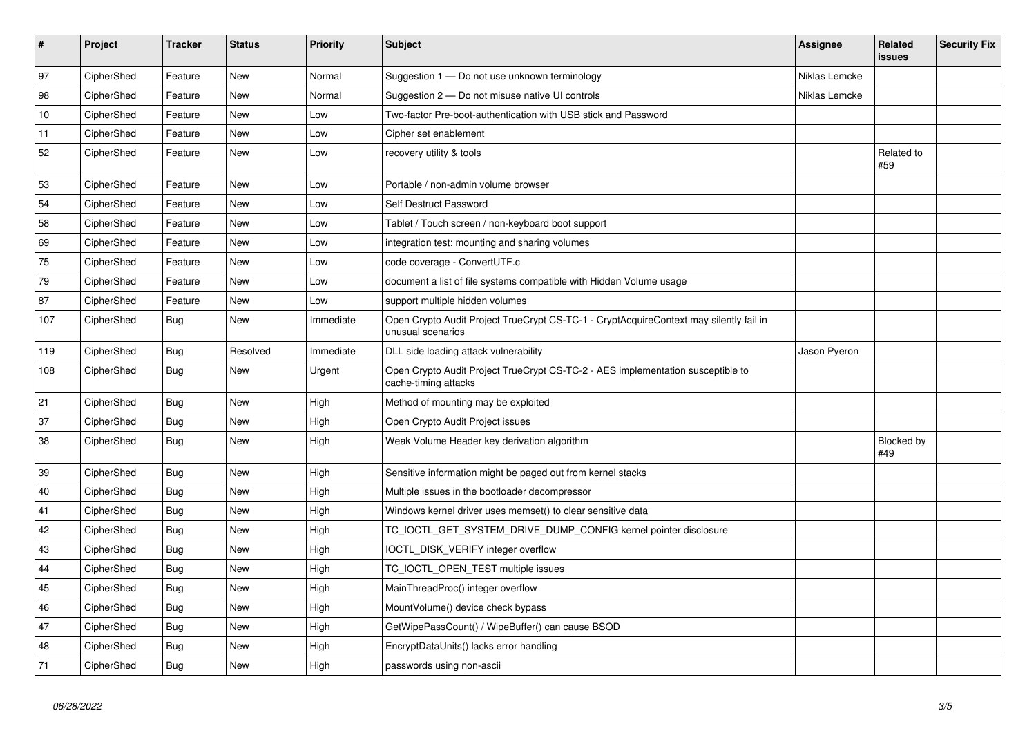| # | Project | Tracker | Status | Priority | Subject | Assignee | Related issues | Security Fix |
|---|---|---|---|---|---|---|---|---|
| 97 | CipherShed | Feature | New | Normal | Suggestion 1 — Do not use unknown terminology | Niklas Lemcke | | |
| 98 | CipherShed | Feature | New | Normal | Suggestion 2 — Do not misuse native UI controls | Niklas Lemcke | | |
| 10 | CipherShed | Feature | New | Low | Two-factor Pre-boot-authentication with USB stick and Password | | | |
| 11 | CipherShed | Feature | New | Low | Cipher set enablement | | | |
| 52 | CipherShed | Feature | New | Low | recovery utility & tools | | Related to #59 | |
| 53 | CipherShed | Feature | New | Low | Portable / non-admin volume browser | | | |
| 54 | CipherShed | Feature | New | Low | Self Destruct Password | | | |
| 58 | CipherShed | Feature | New | Low | Tablet / Touch screen / non-keyboard boot support | | | |
| 69 | CipherShed | Feature | New | Low | integration test: mounting and sharing volumes | | | |
| 75 | CipherShed | Feature | New | Low | code coverage - ConvertUTF.c | | | |
| 79 | CipherShed | Feature | New | Low | document a list of file systems compatible with Hidden Volume usage | | | |
| 87 | CipherShed | Feature | New | Low | support multiple hidden volumes | | | |
| 107 | CipherShed | Bug | New | Immediate | Open Crypto Audit Project TrueCrypt CS-TC-1 - CryptAcquireContext may silently fail in unusual scenarios | | | |
| 119 | CipherShed | Bug | Resolved | Immediate | DLL side loading attack vulnerability | Jason Pyeron | | |
| 108 | CipherShed | Bug | New | Urgent | Open Crypto Audit Project TrueCrypt CS-TC-2 - AES implementation susceptible to cache-timing attacks | | | |
| 21 | CipherShed | Bug | New | High | Method of mounting may be exploited | | | |
| 37 | CipherShed | Bug | New | High | Open Crypto Audit Project issues | | | |
| 38 | CipherShed | Bug | New | High | Weak Volume Header key derivation algorithm | | Blocked by #49 | |
| 39 | CipherShed | Bug | New | High | Sensitive information might be paged out from kernel stacks | | | |
| 40 | CipherShed | Bug | New | High | Multiple issues in the bootloader decompressor | | | |
| 41 | CipherShed | Bug | New | High | Windows kernel driver uses memset() to clear sensitive data | | | |
| 42 | CipherShed | Bug | New | High | TC_IOCTL_GET_SYSTEM_DRIVE_DUMP_CONFIG kernel pointer disclosure | | | |
| 43 | CipherShed | Bug | New | High | IOCTL_DISK_VERIFY integer overflow | | | |
| 44 | CipherShed | Bug | New | High | TC_IOCTL_OPEN_TEST multiple issues | | | |
| 45 | CipherShed | Bug | New | High | MainThreadProc() integer overflow | | | |
| 46 | CipherShed | Bug | New | High | MountVolume() device check bypass | | | |
| 47 | CipherShed | Bug | New | High | GetWipePassCount() / WipeBuffer() can cause BSOD | | | |
| 48 | CipherShed | Bug | New | High | EncryptDataUnits() lacks error handling | | | |
| 71 | CipherShed | Bug | New | High | passwords using non-ascii | | | |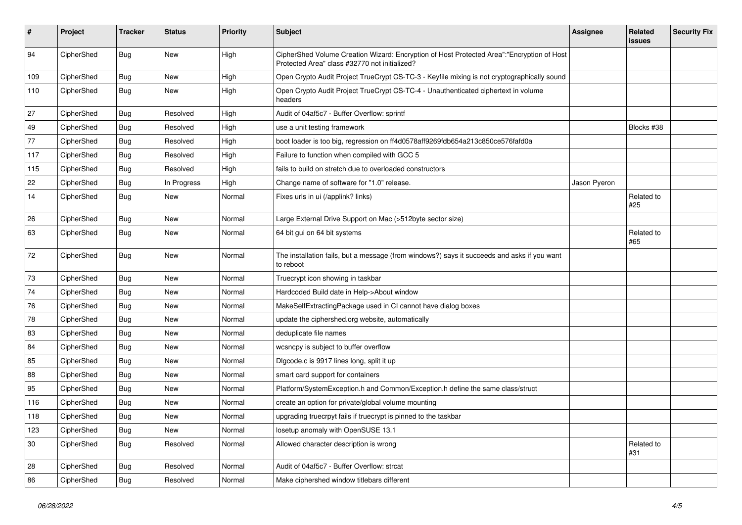| # | Project | Tracker | Status | Priority | Subject | Assignee | Related issues | Security Fix |
|---|---|---|---|---|---|---|---|---|
| 94 | CipherShed | Bug | New | High | CipherShed Volume Creation Wizard: Encryption of Host Protected Area":"Encryption of Host Protected Area" class #32770 not initialized? | | | |
| 109 | CipherShed | Bug | New | High | Open Crypto Audit Project TrueCrypt CS-TC-3 - Keyfile mixing is not cryptographically sound | | | |
| 110 | CipherShed | Bug | New | High | Open Crypto Audit Project TrueCrypt CS-TC-4 - Unauthenticated ciphertext in volume headers | | | |
| 27 | CipherShed | Bug | Resolved | High | Audit of 04af5c7 - Buffer Overflow: sprintf | | | |
| 49 | CipherShed | Bug | Resolved | High | use a unit testing framework | | Blocks #38 | |
| 77 | CipherShed | Bug | Resolved | High | boot loader is too big, regression on ff4d0578aff9269fdb654a213c850ce576fafd0a | | | |
| 117 | CipherShed | Bug | Resolved | High | Failure to function when compiled with GCC 5 | | | |
| 115 | CipherShed | Bug | Resolved | High | fails to build on stretch due to overloaded constructors | | | |
| 22 | CipherShed | Bug | In Progress | High | Change name of software for "1.0" release. | Jason Pyeron | | |
| 14 | CipherShed | Bug | New | Normal | Fixes urls in ui (/applink? links) | | Related to #25 | |
| 26 | CipherShed | Bug | New | Normal | Large External Drive Support on Mac (>512byte sector size) | | | |
| 63 | CipherShed | Bug | New | Normal | 64 bit gui on 64 bit systems | | Related to #65 | |
| 72 | CipherShed | Bug | New | Normal | The installation fails, but a message (from windows?) says it succeeds and asks if you want to reboot | | | |
| 73 | CipherShed | Bug | New | Normal | Truecrypt icon showing in taskbar | | | |
| 74 | CipherShed | Bug | New | Normal | Hardcoded Build date in Help->About window | | | |
| 76 | CipherShed | Bug | New | Normal | MakeSelfExtractingPackage used in CI cannot have dialog boxes | | | |
| 78 | CipherShed | Bug | New | Normal | update the ciphershed.org website, automatically | | | |
| 83 | CipherShed | Bug | New | Normal | deduplicate file names | | | |
| 84 | CipherShed | Bug | New | Normal | wcsncpy is subject to buffer overflow | | | |
| 85 | CipherShed | Bug | New | Normal | Dlgcode.c is 9917 lines long, split it up | | | |
| 88 | CipherShed | Bug | New | Normal | smart card support for containers | | | |
| 95 | CipherShed | Bug | New | Normal | Platform/SystemException.h and Common/Exception.h define the same class/struct | | | |
| 116 | CipherShed | Bug | New | Normal | create an option for private/global volume mounting | | | |
| 118 | CipherShed | Bug | New | Normal | upgrading truecrpyt fails if truecrypt is pinned to the taskbar | | | |
| 123 | CipherShed | Bug | New | Normal | losetup anomaly with OpenSUSE 13.1 | | | |
| 30 | CipherShed | Bug | Resolved | Normal | Allowed character description is wrong | | Related to #31 | |
| 28 | CipherShed | Bug | Resolved | Normal | Audit of 04af5c7 - Buffer Overflow: strcat | | | |
| 86 | CipherShed | Bug | Resolved | Normal | Make ciphershed window titlebars different | | | |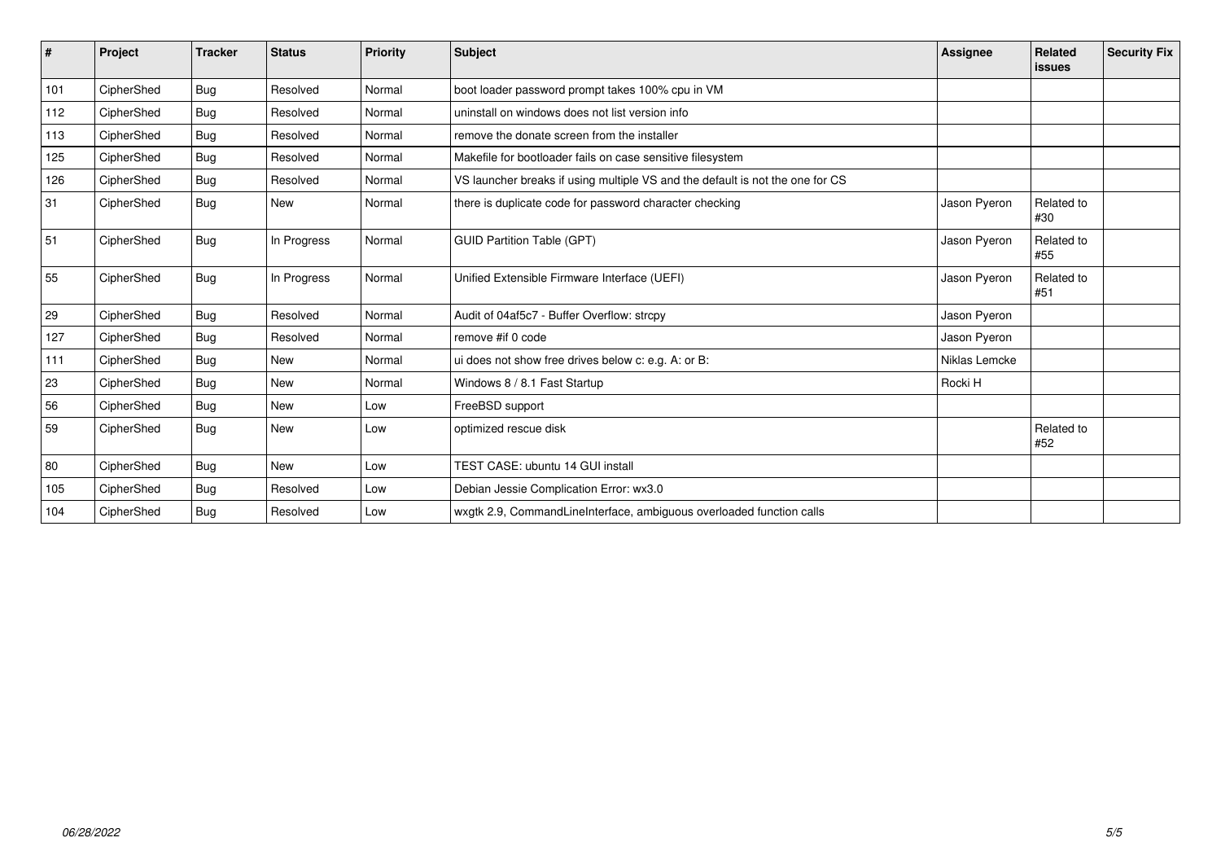| # | Project | Tracker | Status | Priority | Subject | Assignee | Related issues | Security Fix |
|---|---|---|---|---|---|---|---|---|
| 101 | CipherShed | Bug | Resolved | Normal | boot loader password prompt takes 100% cpu in VM | | | |
| 112 | CipherShed | Bug | Resolved | Normal | uninstall on windows does not list version info | | | |
| 113 | CipherShed | Bug | Resolved | Normal | remove the donate screen from the installer | | | |
| 125 | CipherShed | Bug | Resolved | Normal | Makefile for bootloader fails on case sensitive filesystem | | | |
| 126 | CipherShed | Bug | Resolved | Normal | VS launcher breaks if using multiple VS and the default is not the one for CS | | | |
| 31 | CipherShed | Bug | New | Normal | there is duplicate code for password character checking | Jason Pyeron | Related to #30 | |
| 51 | CipherShed | Bug | In Progress | Normal | GUID Partition Table (GPT) | Jason Pyeron | Related to #55 | |
| 55 | CipherShed | Bug | In Progress | Normal | Unified Extensible Firmware Interface (UEFI) | Jason Pyeron | Related to #51 | |
| 29 | CipherShed | Bug | Resolved | Normal | Audit of 04af5c7 - Buffer Overflow: strcpy | Jason Pyeron | | |
| 127 | CipherShed | Bug | Resolved | Normal | remove #if 0 code | Jason Pyeron | | |
| 111 | CipherShed | Bug | New | Normal | ui does not show free drives below c: e.g. A: or B: | Niklas Lemcke | | |
| 23 | CipherShed | Bug | New | Normal | Windows 8 / 8.1 Fast Startup | Rocki H | | |
| 56 | CipherShed | Bug | New | Low | FreeBSD support | | | |
| 59 | CipherShed | Bug | New | Low | optimized rescue disk | | Related to #52 | |
| 80 | CipherShed | Bug | New | Low | TEST CASE: ubuntu 14 GUI install | | | |
| 105 | CipherShed | Bug | Resolved | Low | Debian Jessie Complication Error: wx3.0 | | | |
| 104 | CipherShed | Bug | Resolved | Low | wxgtk 2.9, CommandLineInterface, ambiguous overloaded function calls | | | |

*06/28/2022*